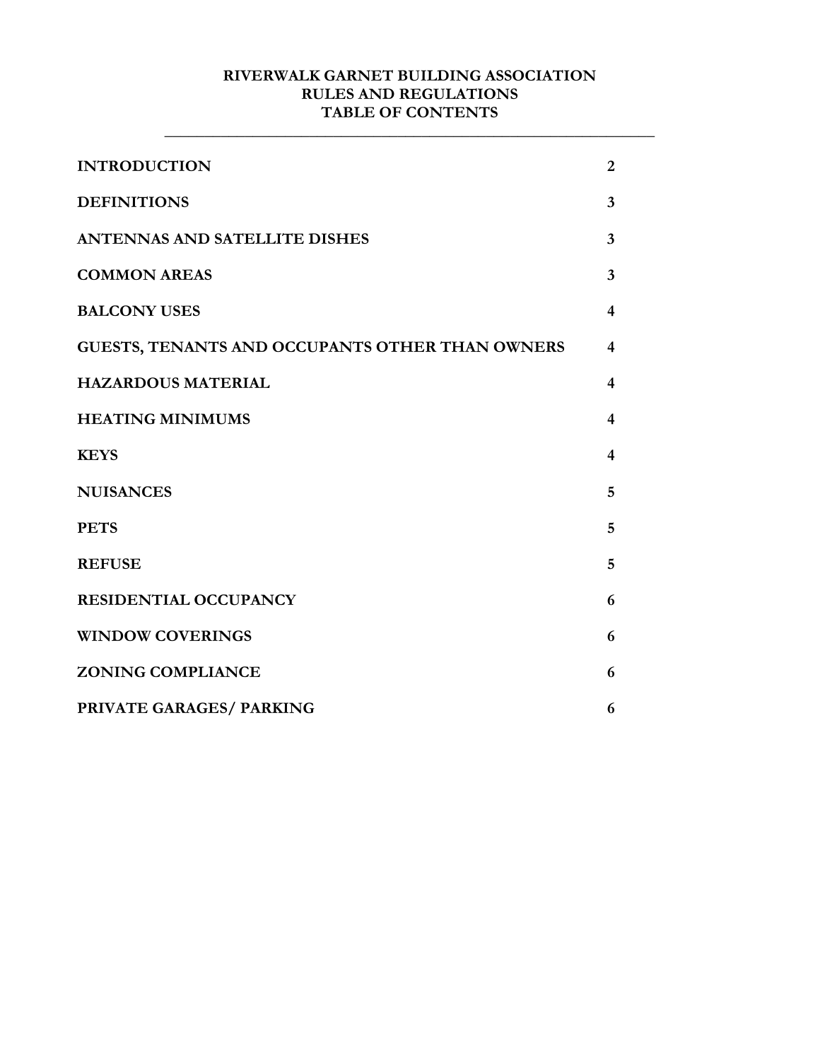# RIVERWALK GARNET BUILDING ASSOCIATION
## RULES AND REGULATIONS
## TABLE OF CONTENTS

---

| | |
|---|---|
| **INTRODUCTION** | **2** |
| **DEFINITIONS** | **3** |
| **ANTENNAS AND SATELLITE DISHES** | **3** |
| **COMMON AREAS** | **3** |
| **BALCONY USES** | **4** |
| **GUESTS, TENANTS AND OCCUPANTS OTHER THAN OWNERS** | **4** |
| **HAZARDOUS MATERIAL** | **4** |
| **HEATING MINIMUMS** | **4** |
| **KEYS** | **4** |
| **NUISANCES** | **5** |
| **PETS** | **5** |
| **REFUSE** | **5** |
| **RESIDENTIAL OCCUPANCY** | **6** |
| **WINDOW COVERINGS** | **6** |
| **ZONING COMPLIANCE** | **6** |
| **PRIVATE GARAGES/ PARKING** | **6** |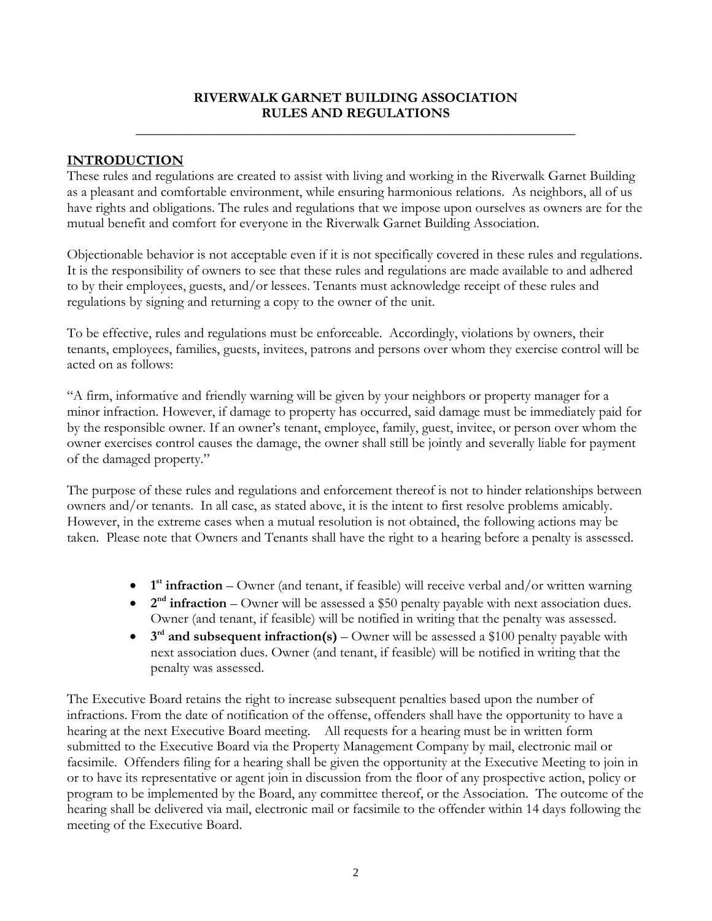# RIVERWALK GARNET BUILDING ASSOCIATION
# RULES AND REGULATIONS

## INTRODUCTION

These rules and regulations are created to assist with living and working in the Riverwalk Garnet Building as a pleasant and comfortable environment, while ensuring harmonious relations. As neighbors, all of us have rights and obligations. The rules and regulations that we impose upon ourselves as owners are for the mutual benefit and comfort for everyone in the Riverwalk Garnet Building Association.

Objectionable behavior is not acceptable even if it is not specifically covered in these rules and regulations. It is the responsibility of owners to see that these rules and regulations are made available to and adhered to by their employees, guests, and/or lessees. Tenants must acknowledge receipt of these rules and regulations by signing and returning a copy to the owner of the unit.

To be effective, rules and regulations must be enforceable. Accordingly, violations by owners, their tenants, employees, families, guests, invitees, patrons and persons over whom they exercise control will be acted on as follows:

"A firm, informative and friendly warning will be given by your neighbors or property manager for a minor infraction. However, if damage to property has occurred, said damage must be immediately paid for by the responsible owner. If an owner's tenant, employee, family, guest, invitee, or person over whom the owner exercises control causes the damage, the owner shall still be jointly and severally liable for payment of the damaged property."

The purpose of these rules and regulations and enforcement thereof is not to hinder relationships between owners and/or tenants. In all case, as stated above, it is the intent to first resolve problems amicably. However, in the extreme cases when a mutual resolution is not obtained, the following actions may be taken. Please note that Owners and Tenants shall have the right to a hearing before a penalty is assessed.

- **1st infraction** – Owner (and tenant, if feasible) will receive verbal and/or written warning
- **2nd infraction** – Owner will be assessed a $50 penalty payable with next association dues. Owner (and tenant, if feasible) will be notified in writing that the penalty was assessed.
- **3rd and subsequent infraction(s)** – Owner will be assessed a $100 penalty payable with next association dues. Owner (and tenant, if feasible) will be notified in writing that the penalty was assessed.

The Executive Board retains the right to increase subsequent penalties based upon the number of infractions. From the date of notification of the offense, offenders shall have the opportunity to have a hearing at the next Executive Board meeting. All requests for a hearing must be in written form submitted to the Executive Board via the Property Management Company by mail, electronic mail or facsimile. Offenders filing for a hearing shall be given the opportunity at the Executive Meeting to join in or to have its representative or agent join in discussion from the floor of any prospective action, policy or program to be implemented by the Board, any committee thereof, or the Association. The outcome of the hearing shall be delivered via mail, electronic mail or facsimile to the offender within 14 days following the meeting of the Executive Board.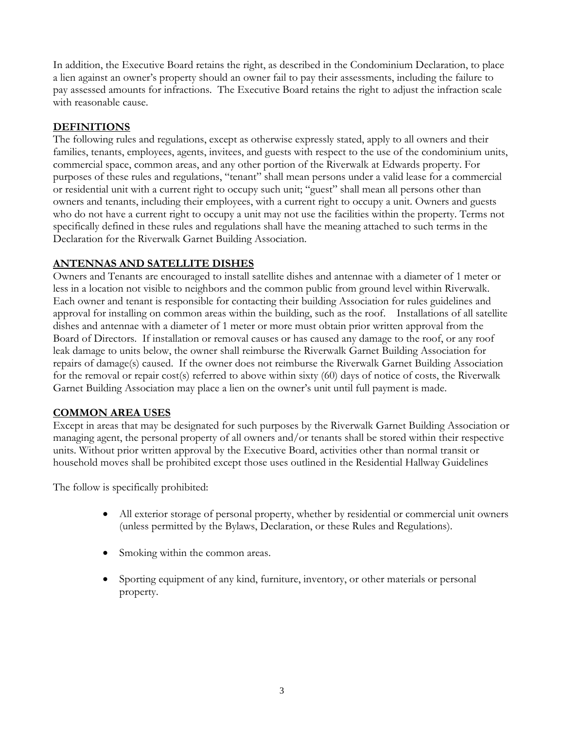In addition, the Executive Board retains the right, as described in the Condominium Declaration, to place a lien against an owner's property should an owner fail to pay their assessments, including the failure to pay assessed amounts for infractions. The Executive Board retains the right to adjust the infraction scale with reasonable cause.

## DEFINITIONS

The following rules and regulations, except as otherwise expressly stated, apply to all owners and their families, tenants, employees, agents, invitees, and guests with respect to the use of the condominium units, commercial space, common areas, and any other portion of the Riverwalk at Edwards property. For purposes of these rules and regulations, "tenant" shall mean persons under a valid lease for a commercial or residential unit with a current right to occupy such unit; "guest" shall mean all persons other than owners and tenants, including their employees, with a current right to occupy a unit. Owners and guests who do not have a current right to occupy a unit may not use the facilities within the property. Terms not specifically defined in these rules and regulations shall have the meaning attached to such terms in the Declaration for the Riverwalk Garnet Building Association.

## ANTENNAS AND SATELLITE DISHES

Owners and Tenants are encouraged to install satellite dishes and antennae with a diameter of 1 meter or less in a location not visible to neighbors and the common public from ground level within Riverwalk. Each owner and tenant is responsible for contacting their building Association for rules guidelines and approval for installing on common areas within the building, such as the roof. Installations of all satellite dishes and antennae with a diameter of 1 meter or more must obtain prior written approval from the Board of Directors. If installation or removal causes or has caused any damage to the roof, or any roof leak damage to units below, the owner shall reimburse the Riverwalk Garnet Building Association for repairs of damage(s) caused. If the owner does not reimburse the Riverwalk Garnet Building Association for the removal or repair cost(s) referred to above within sixty (60) days of notice of costs, the Riverwalk Garnet Building Association may place a lien on the owner's unit until full payment is made.

## COMMON AREA USES

Except in areas that may be designated for such purposes by the Riverwalk Garnet Building Association or managing agent, the personal property of all owners and/or tenants shall be stored within their respective units. Without prior written approval by the Executive Board, activities other than normal transit or household moves shall be prohibited except those uses outlined in the Residential Hallway Guidelines

The follow is specifically prohibited:

- All exterior storage of personal property, whether by residential or commercial unit owners (unless permitted by the Bylaws, Declaration, or these Rules and Regulations).
- Smoking within the common areas.
- Sporting equipment of any kind, furniture, inventory, or other materials or personal property.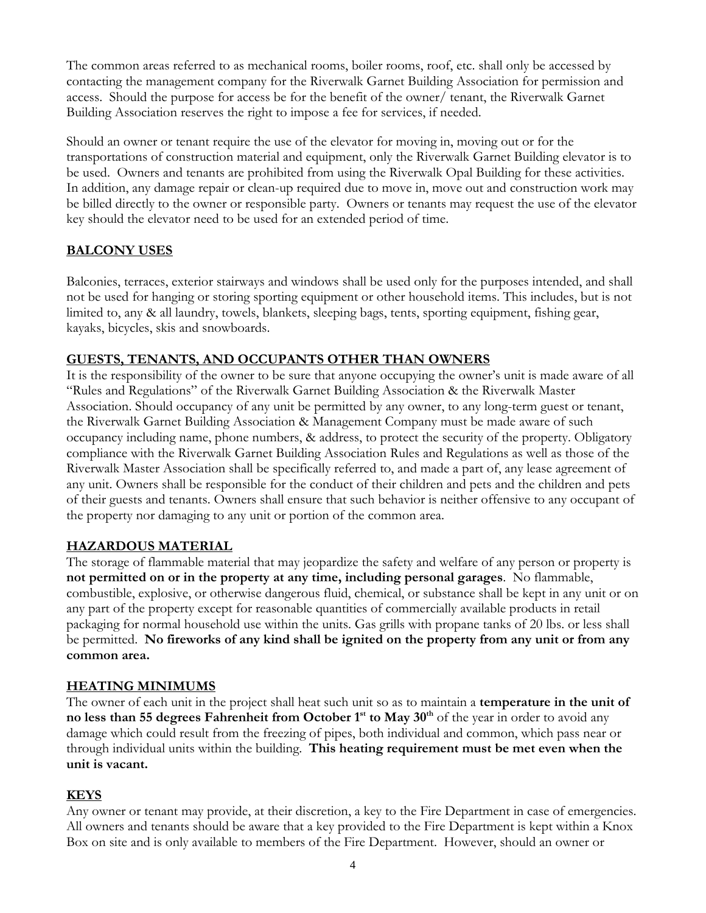The common areas referred to as mechanical rooms, boiler rooms, roof, etc. shall only be accessed by contacting the management company for the Riverwalk Garnet Building Association for permission and access. Should the purpose for access be for the benefit of the owner/ tenant, the Riverwalk Garnet Building Association reserves the right to impose a fee for services, if needed.

Should an owner or tenant require the use of the elevator for moving in, moving out or for the transportations of construction material and equipment, only the Riverwalk Garnet Building elevator is to be used. Owners and tenants are prohibited from using the Riverwalk Opal Building for these activities. In addition, any damage repair or clean-up required due to move in, move out and construction work may be billed directly to the owner or responsible party. Owners or tenants may request the use of the elevator key should the elevator need to be used for an extended period of time.

## BALCONY USES

Balconies, terraces, exterior stairways and windows shall be used only for the purposes intended, and shall not be used for hanging or storing sporting equipment or other household items. This includes, but is not limited to, any & all laundry, towels, blankets, sleeping bags, tents, sporting equipment, fishing gear, kayaks, bicycles, skis and snowboards.

## GUESTS, TENANTS, AND OCCUPANTS OTHER THAN OWNERS

It is the responsibility of the owner to be sure that anyone occupying the owner's unit is made aware of all "Rules and Regulations" of the Riverwalk Garnet Building Association & the Riverwalk Master Association. Should occupancy of any unit be permitted by any owner, to any long-term guest or tenant, the Riverwalk Garnet Building Association & Management Company must be made aware of such occupancy including name, phone numbers, & address, to protect the security of the property. Obligatory compliance with the Riverwalk Garnet Building Association Rules and Regulations as well as those of the Riverwalk Master Association shall be specifically referred to, and made a part of, any lease agreement of any unit. Owners shall be responsible for the conduct of their children and pets and the children and pets of their guests and tenants. Owners shall ensure that such behavior is neither offensive to any occupant of the property nor damaging to any unit or portion of the common area.

## HAZARDOUS MATERIAL

The storage of flammable material that may jeopardize the safety and welfare of any person or property is **not permitted on or in the property at any time, including personal garages**. No flammable, combustible, explosive, or otherwise dangerous fluid, chemical, or substance shall be kept in any unit or on any part of the property except for reasonable quantities of commercially available products in retail packaging for normal household use within the units. Gas grills with propane tanks of 20 lbs. or less shall be permitted. **No fireworks of any kind shall be ignited on the property from any unit or from any common area.**

## HEATING MINIMUMS

The owner of each unit in the project shall heat such unit so as to maintain a **temperature in the unit of no less than 55 degrees Fahrenheit from October 1st to May 30th** of the year in order to avoid any damage which could result from the freezing of pipes, both individual and common, which pass near or through individual units within the building. **This heating requirement must be met even when the unit is vacant.**

## KEYS

Any owner or tenant may provide, at their discretion, a key to the Fire Department in case of emergencies. All owners and tenants should be aware that a key provided to the Fire Department is kept within a Knox Box on site and is only available to members of the Fire Department. However, should an owner or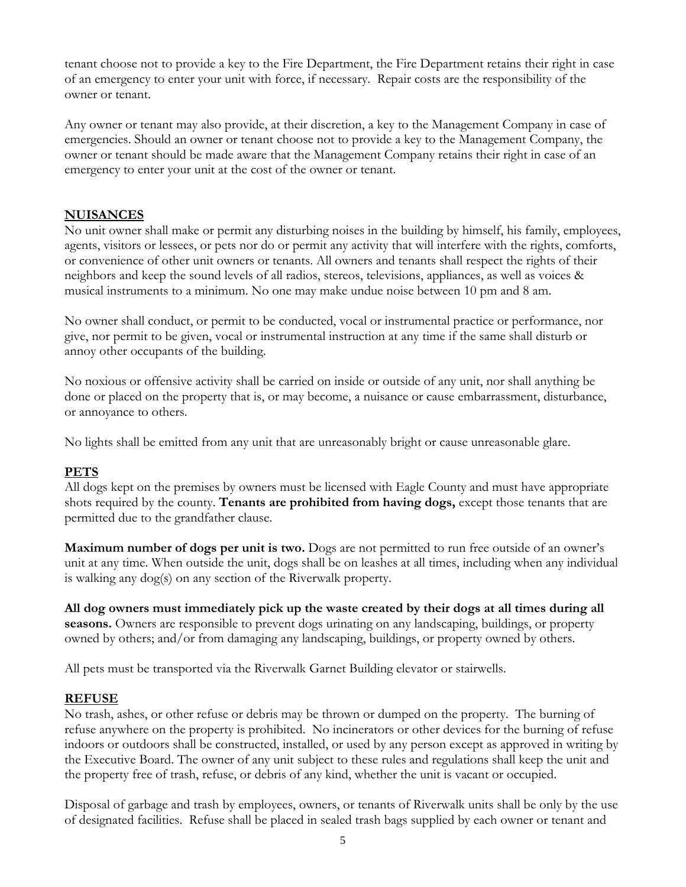tenant choose not to provide a key to the Fire Department, the Fire Department retains their right in case of an emergency to enter your unit with force, if necessary. Repair costs are the responsibility of the owner or tenant.

Any owner or tenant may also provide, at their discretion, a key to the Management Company in case of emergencies. Should an owner or tenant choose not to provide a key to the Management Company, the owner or tenant should be made aware that the Management Company retains their right in case of an emergency to enter your unit at the cost of the owner or tenant.

## NUISANCES

No unit owner shall make or permit any disturbing noises in the building by himself, his family, employees, agents, visitors or lessees, or pets nor do or permit any activity that will interfere with the rights, comforts, or convenience of other unit owners or tenants. All owners and tenants shall respect the rights of their neighbors and keep the sound levels of all radios, stereos, televisions, appliances, as well as voices & musical instruments to a minimum. No one may make undue noise between 10 pm and 8 am.

No owner shall conduct, or permit to be conducted, vocal or instrumental practice or performance, nor give, nor permit to be given, vocal or instrumental instruction at any time if the same shall disturb or annoy other occupants of the building.

No noxious or offensive activity shall be carried on inside or outside of any unit, nor shall anything be done or placed on the property that is, or may become, a nuisance or cause embarrassment, disturbance, or annoyance to others.

No lights shall be emitted from any unit that are unreasonably bright or cause unreasonable glare.

## PETS

All dogs kept on the premises by owners must be licensed with Eagle County and must have appropriate shots required by the county. **Tenants are prohibited from having dogs,** except those tenants that are permitted due to the grandfather clause.

**Maximum number of dogs per unit is two.** Dogs are not permitted to run free outside of an owner's unit at any time. When outside the unit, dogs shall be on leashes at all times, including when any individual is walking any dog(s) on any section of the Riverwalk property.

**All dog owners must immediately pick up the waste created by their dogs at all times during all seasons.** Owners are responsible to prevent dogs urinating on any landscaping, buildings, or property owned by others; and/or from damaging any landscaping, buildings, or property owned by others.

All pets must be transported via the Riverwalk Garnet Building elevator or stairwells.

## REFUSE

No trash, ashes, or other refuse or debris may be thrown or dumped on the property. The burning of refuse anywhere on the property is prohibited. No incinerators or other devices for the burning of refuse indoors or outdoors shall be constructed, installed, or used by any person except as approved in writing by the Executive Board. The owner of any unit subject to these rules and regulations shall keep the unit and the property free of trash, refuse, or debris of any kind, whether the unit is vacant or occupied.

Disposal of garbage and trash by employees, owners, or tenants of Riverwalk units shall be only by the use of designated facilities. Refuse shall be placed in sealed trash bags supplied by each owner or tenant and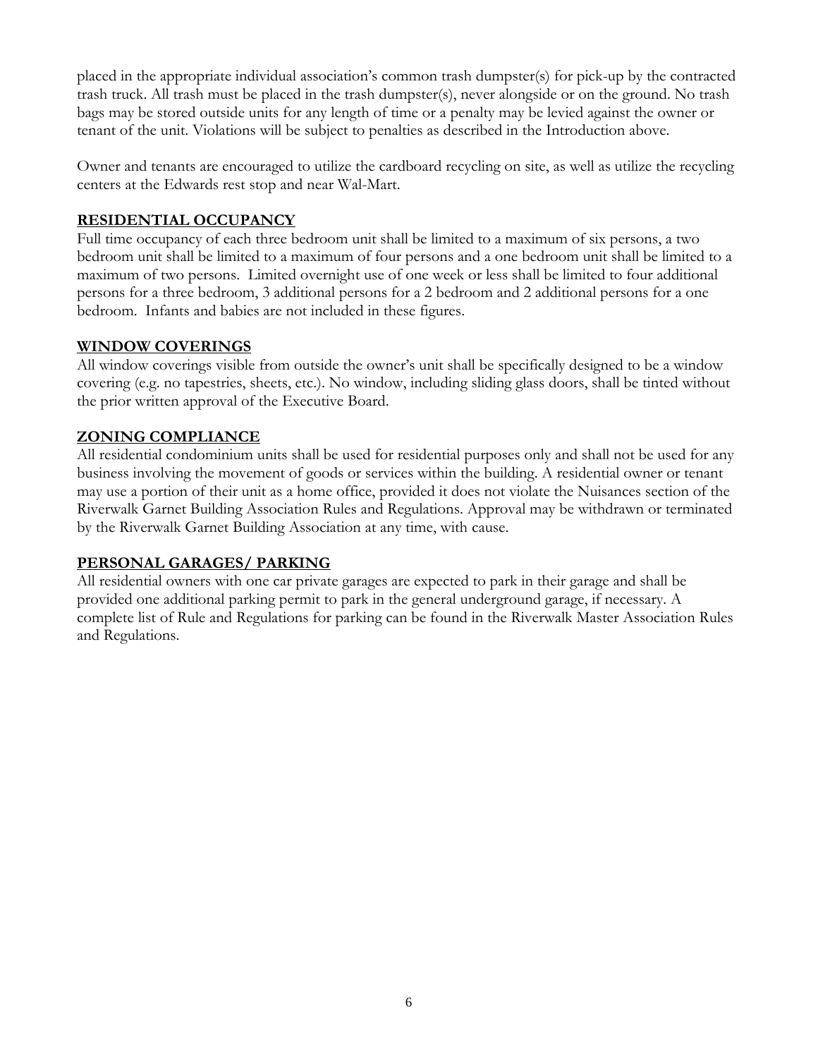placed in the appropriate individual association's common trash dumpster(s) for pick-up by the contracted trash truck. All trash must be placed in the trash dumpster(s), never alongside or on the ground. No trash bags may be stored outside units for any length of time or a penalty may be levied against the owner or tenant of the unit. Violations will be subject to penalties as described in the Introduction above.

Owner and tenants are encouraged to utilize the cardboard recycling on site, as well as utilize the recycling centers at the Edwards rest stop and near Wal-Mart.

## RESIDENTIAL OCCUPANCY

Full time occupancy of each three bedroom unit shall be limited to a maximum of six persons, a two bedroom unit shall be limited to a maximum of four persons and a one bedroom unit shall be limited to a maximum of two persons. Limited overnight use of one week or less shall be limited to four additional persons for a three bedroom, 3 additional persons for a 2 bedroom and 2 additional persons for a one bedroom. Infants and babies are not included in these figures.

## WINDOW COVERINGS

All window coverings visible from outside the owner's unit shall be specifically designed to be a window covering (e.g. no tapestries, sheets, etc.). No window, including sliding glass doors, shall be tinted without the prior written approval of the Executive Board.

## ZONING COMPLIANCE

All residential condominium units shall be used for residential purposes only and shall not be used for any business involving the movement of goods or services within the building. A residential owner or tenant may use a portion of their unit as a home office, provided it does not violate the Nuisances section of the Riverwalk Garnet Building Association Rules and Regulations. Approval may be withdrawn or terminated by the Riverwalk Garnet Building Association at any time, with cause.

## PERSONAL GARAGES/ PARKING

All residential owners with one car private garages are expected to park in their garage and shall be provided one additional parking permit to park in the general underground garage, if necessary. A complete list of Rule and Regulations for parking can be found in the Riverwalk Master Association Rules and Regulations.